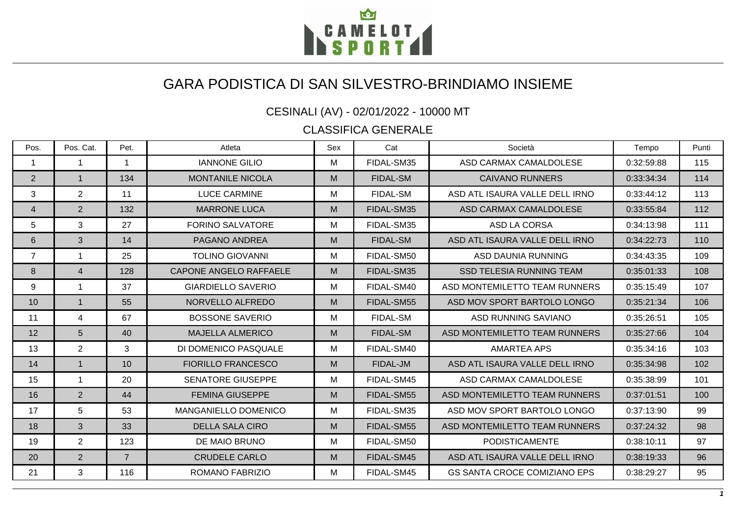# GARA PODISTICA DI SAN SILVESTRO-BRINDIAMO INSIEME

## CESINALI (AV) - 02/01/2022 - 10000 MT

## CLASSIFICA GENERALE

| Pos. | Pos. Cat. | Pet. | Atleta | Sex | Cat | Società | Tempo | Punti |
|---|---|---|---|---|---|---|---|---|
| 1 | 1 | 1 | IANNONE GILIO | M | FIDAL-SM35 | ASD CARMAX CAMALDOLESE | 0:32:59:88 | 115 |
| 2 | 1 | 134 | MONTANILE NICOLA | M | FIDAL-SM | CAIVANO RUNNERS | 0:33:34:34 | 114 |
| 3 | 2 | 11 | LUCE CARMINE | M | FIDAL-SM | ASD ATL ISAURA VALLE DELL IRNO | 0:33:44:12 | 113 |
| 4 | 2 | 132 | MARRONE LUCA | M | FIDAL-SM35 | ASD CARMAX CAMALDOLESE | 0:33:55:84 | 112 |
| 5 | 3 | 27 | FORINO SALVATORE | M | FIDAL-SM35 | ASD LA CORSA | 0:34:13:98 | 111 |
| 6 | 3 | 14 | PAGANO ANDREA | M | FIDAL-SM | ASD ATL ISAURA VALLE DELL IRNO | 0:34:22:73 | 110 |
| 7 | 1 | 25 | TOLINO GIOVANNI | M | FIDAL-SM50 | ASD DAUNIA RUNNING | 0:34:43:35 | 109 |
| 8 | 4 | 128 | CAPONE ANGELO RAFFAELE | M | FIDAL-SM35 | SSD TELESIA RUNNING TEAM | 0:35:01:33 | 108 |
| 9 | 1 | 37 | GIARDIELLO SAVERIO | M | FIDAL-SM40 | ASD MONTEMILETTO TEAM RUNNERS | 0:35:15:49 | 107 |
| 10 | 1 | 55 | NORVELLO ALFREDO | M | FIDAL-SM55 | ASD MOV SPORT BARTOLO LONGO | 0:35:21:34 | 106 |
| 11 | 4 | 67 | BOSSONE SAVERIO | M | FIDAL-SM | ASD RUNNING SAVIANO | 0:35:26:51 | 105 |
| 12 | 5 | 40 | MAJELLA ALMERICO | M | FIDAL-SM | ASD MONTEMILETTO TEAM RUNNERS | 0:35:27:66 | 104 |
| 13 | 2 | 3 | DI DOMENICO PASQUALE | M | FIDAL-SM40 | AMARTEA APS | 0:35:34:16 | 103 |
| 14 | 1 | 10 | FIORILLO FRANCESCO | M | FIDAL-JM | ASD ATL ISAURA VALLE DELL IRNO | 0:35:34:98 | 102 |
| 15 | 1 | 20 | SENATORE GIUSEPPE | M | FIDAL-SM45 | ASD CARMAX CAMALDOLESE | 0:35:38:99 | 101 |
| 16 | 2 | 44 | FEMINA GIUSEPPE | M | FIDAL-SM55 | ASD MONTEMILETTO TEAM RUNNERS | 0:37:01:51 | 100 |
| 17 | 5 | 53 | MANGANIELLO DOMENICO | M | FIDAL-SM35 | ASD MOV SPORT BARTOLO LONGO | 0:37:13:90 | 99 |
| 18 | 3 | 33 | DELLA SALA CIRO | M | FIDAL-SM55 | ASD MONTEMILETTO TEAM RUNNERS | 0:37:24:32 | 98 |
| 19 | 2 | 123 | DE MAIO BRUNO | M | FIDAL-SM50 | PODISTICAMENTE | 0:38:10:11 | 97 |
| 20 | 2 | 7 | CRUDELE CARLO | M | FIDAL-SM45 | ASD ATL ISAURA VALLE DELL IRNO | 0:38:19:33 | 96 |
| 21 | 3 | 116 | ROMANO FABRIZIO | M | FIDAL-SM45 | GS SANTA CROCE COMIZIANO EPS | 0:38:29:27 | 95 |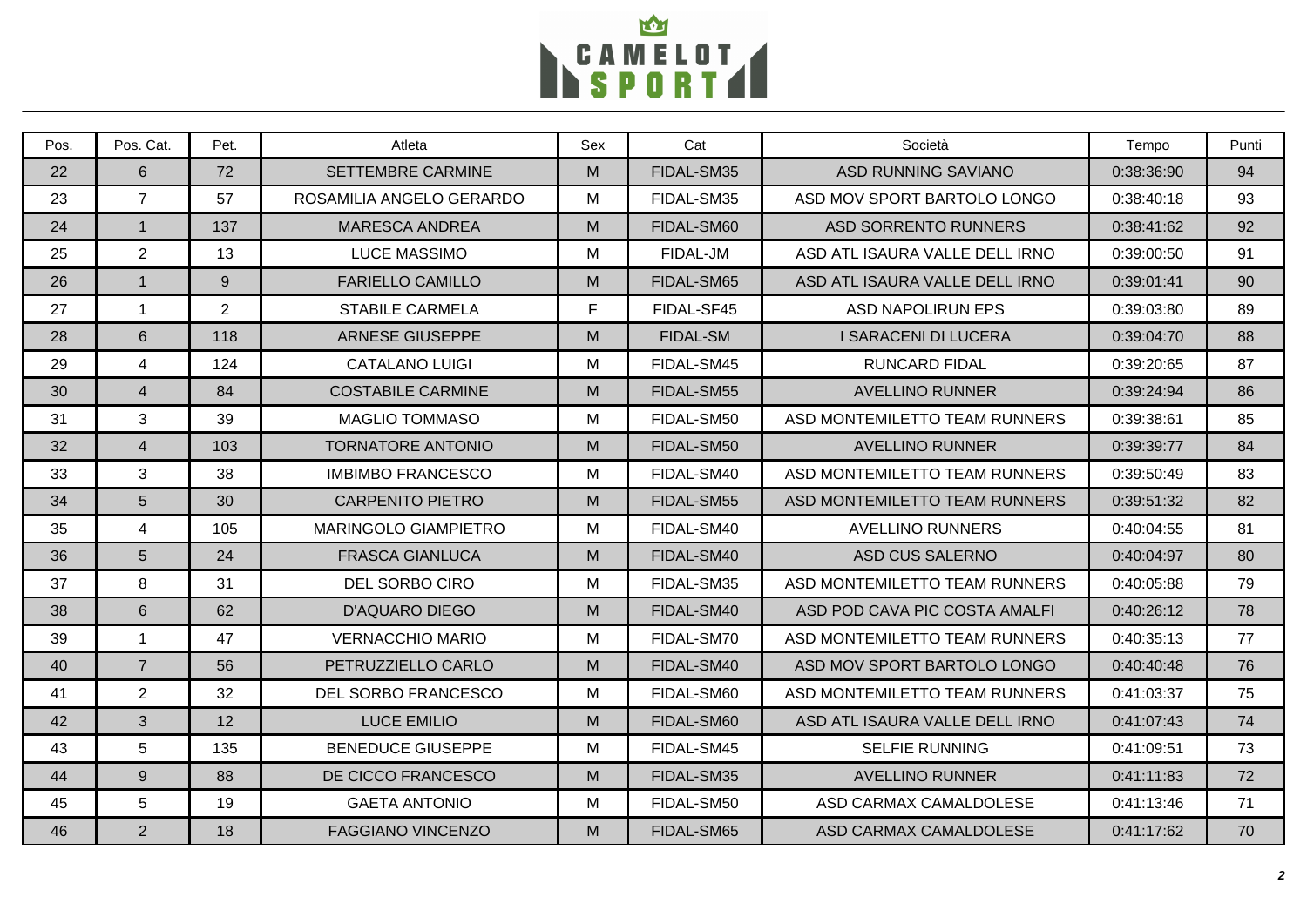| Pos. | Pos. Cat. | Pet. | Atleta | Sex | Cat | Società | Tempo | Punti |
|---|---|---|---|---|---|---|---|---|
| 22 | 6 | 72 | SETTEMBRE CARMINE | M | FIDAL-SM35 | ASD RUNNING SAVIANO | 0:38:36:90 | 94 |
| 23 | 7 | 57 | ROSAMILIA ANGELO GERARDO | M | FIDAL-SM35 | ASD MOV SPORT BARTOLO LONGO | 0:38:40:18 | 93 |
| 24 | 1 | 137 | MARESCA ANDREA | M | FIDAL-SM60 | ASD SORRENTO RUNNERS | 0:38:41:62 | 92 |
| 25 | 2 | 13 | LUCE MASSIMO | M | FIDAL-JM | ASD ATL ISAURA VALLE DELL IRNO | 0:39:00:50 | 91 |
| 26 | 1 | 9 | FARIELLO CAMILLO | M | FIDAL-SM65 | ASD ATL ISAURA VALLE DELL IRNO | 0:39:01:41 | 90 |
| 27 | 1 | 2 | STABILE CARMELA | F | FIDAL-SF45 | ASD NAPOLIRUN EPS | 0:39:03:80 | 89 |
| 28 | 6 | 118 | ARNESE GIUSEPPE | M | FIDAL-SM | I SARACENI DI LUCERA | 0:39:04:70 | 88 |
| 29 | 4 | 124 | CATALANO LUIGI | M | FIDAL-SM45 | RUNCARD FIDAL | 0:39:20:65 | 87 |
| 30 | 4 | 84 | COSTABILE CARMINE | M | FIDAL-SM55 | AVELLINO RUNNER | 0:39:24:94 | 86 |
| 31 | 3 | 39 | MAGLIO TOMMASO | M | FIDAL-SM50 | ASD MONTEMILETTO TEAM RUNNERS | 0:39:38:61 | 85 |
| 32 | 4 | 103 | TORNATORE ANTONIO | M | FIDAL-SM50 | AVELLINO RUNNER | 0:39:39:77 | 84 |
| 33 | 3 | 38 | IMBIMBO FRANCESCO | M | FIDAL-SM40 | ASD MONTEMILETTO TEAM RUNNERS | 0:39:50:49 | 83 |
| 34 | 5 | 30 | CARPENITO PIETRO | M | FIDAL-SM55 | ASD MONTEMILETTO TEAM RUNNERS | 0:39:51:32 | 82 |
| 35 | 4 | 105 | MARINGOLO GIAMPIETRO | M | FIDAL-SM40 | AVELLINO RUNNERS | 0:40:04:55 | 81 |
| 36 | 5 | 24 | FRASCA GIANLUCA | M | FIDAL-SM40 | ASD CUS SALERNO | 0:40:04:97 | 80 |
| 37 | 8 | 31 | DEL SORBO CIRO | M | FIDAL-SM35 | ASD MONTEMILETTO TEAM RUNNERS | 0:40:05:88 | 79 |
| 38 | 6 | 62 | D'AQUARO DIEGO | M | FIDAL-SM40 | ASD POD CAVA PIC COSTA AMALFI | 0:40:26:12 | 78 |
| 39 | 1 | 47 | VERNACCHIO MARIO | M | FIDAL-SM70 | ASD MONTEMILETTO TEAM RUNNERS | 0:40:35:13 | 77 |
| 40 | 7 | 56 | PETRUZZIELLO CARLO | M | FIDAL-SM40 | ASD MOV SPORT BARTOLO LONGO | 0:40:40:48 | 76 |
| 41 | 2 | 32 | DEL SORBO FRANCESCO | M | FIDAL-SM60 | ASD MONTEMILETTO TEAM RUNNERS | 0:41:03:37 | 75 |
| 42 | 3 | 12 | LUCE EMILIO | M | FIDAL-SM60 | ASD ATL ISAURA VALLE DELL IRNO | 0:41:07:43 | 74 |
| 43 | 5 | 135 | BENEDUCE GIUSEPPE | M | FIDAL-SM45 | SELFIE RUNNING | 0:41:09:51 | 73 |
| 44 | 9 | 88 | DE CICCO FRANCESCO | M | FIDAL-SM35 | AVELLINO RUNNER | 0:41:11:83 | 72 |
| 45 | 5 | 19 | GAETA ANTONIO | M | FIDAL-SM50 | ASD CARMAX CAMALDOLESE | 0:41:13:46 | 71 |
| 46 | 2 | 18 | FAGGIANO VINCENZO | M | FIDAL-SM65 | ASD CARMAX CAMALDOLESE | 0:41:17:62 | 70 |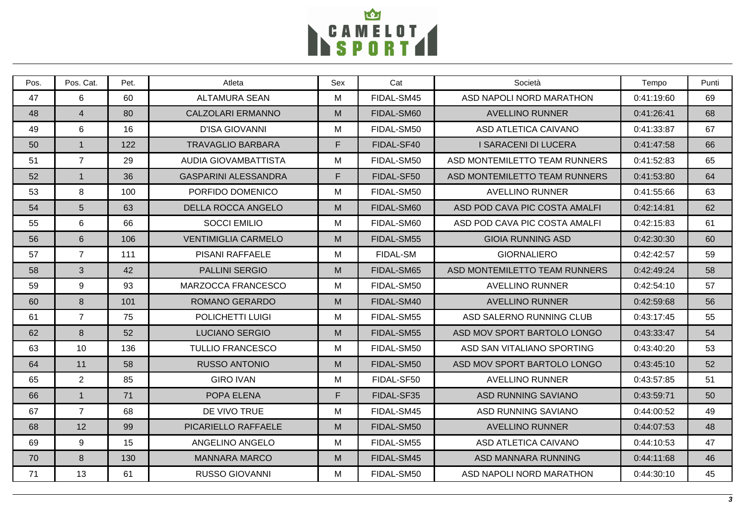| Pos. | Pos. Cat. | Pet. | Atleta | Sex | Cat | Società | Tempo | Punti |
|---|---|---|---|---|---|---|---|---|
| 47 | 6 | 60 | ALTAMURA SEAN | M | FIDAL-SM45 | ASD NAPOLI NORD MARATHON | 0:41:19:60 | 69 |
| 48 | 4 | 80 | CALZOLARI ERMANNO | M | FIDAL-SM60 | AVELLINO RUNNER | 0:41:26:41 | 68 |
| 49 | 6 | 16 | D'ISA GIOVANNI | M | FIDAL-SM50 | ASD ATLETICA CAIVANO | 0:41:33:87 | 67 |
| 50 | 1 | 122 | TRAVAGLIO BARBARA | F | FIDAL-SF40 | I SARACENI DI LUCERA | 0:41:47:58 | 66 |
| 51 | 7 | 29 | AUDIA GIOVAMBATTISTA | M | FIDAL-SM50 | ASD MONTEMILETTO TEAM RUNNERS | 0:41:52:83 | 65 |
| 52 | 1 | 36 | GASPARINI ALESSANDRA | F | FIDAL-SF50 | ASD MONTEMILETTO TEAM RUNNERS | 0:41:53:80 | 64 |
| 53 | 8 | 100 | PORFIDO DOMENICO | M | FIDAL-SM50 | AVELLINO RUNNER | 0:41:55:66 | 63 |
| 54 | 5 | 63 | DELLA ROCCA ANGELO | M | FIDAL-SM60 | ASD POD CAVA PIC COSTA AMALFI | 0:42:14:81 | 62 |
| 55 | 6 | 66 | SOCCI EMILIO | M | FIDAL-SM60 | ASD POD CAVA PIC COSTA AMALFI | 0:42:15:83 | 61 |
| 56 | 6 | 106 | VENTIMIGLIA CARMELO | M | FIDAL-SM55 | GIOIA RUNNING ASD | 0:42:30:30 | 60 |
| 57 | 7 | 111 | PISANI RAFFAELE | M | FIDAL-SM | GIORNALIERO | 0:42:42:57 | 59 |
| 58 | 3 | 42 | PALLINI SERGIO | M | FIDAL-SM65 | ASD MONTEMILETTO TEAM RUNNERS | 0:42:49:24 | 58 |
| 59 | 9 | 93 | MARZOCCA FRANCESCO | M | FIDAL-SM50 | AVELLINO RUNNER | 0:42:54:10 | 57 |
| 60 | 8 | 101 | ROMANO GERARDO | M | FIDAL-SM40 | AVELLINO RUNNER | 0:42:59:68 | 56 |
| 61 | 7 | 75 | POLICHETTI LUIGI | M | FIDAL-SM55 | ASD SALERNO RUNNING CLUB | 0:43:17:45 | 55 |
| 62 | 8 | 52 | LUCIANO SERGIO | M | FIDAL-SM55 | ASD MOV SPORT BARTOLO LONGO | 0:43:33:47 | 54 |
| 63 | 10 | 136 | TULLIO FRANCESCO | M | FIDAL-SM50 | ASD SAN VITALIANO SPORTING | 0:43:40:20 | 53 |
| 64 | 11 | 58 | RUSSO ANTONIO | M | FIDAL-SM50 | ASD MOV SPORT BARTOLO LONGO | 0:43:45:10 | 52 |
| 65 | 2 | 85 | GIRO IVAN | M | FIDAL-SF50 | AVELLINO RUNNER | 0:43:57:85 | 51 |
| 66 | 1 | 71 | POPA ELENA | F | FIDAL-SF35 | ASD RUNNING SAVIANO | 0:43:59:71 | 50 |
| 67 | 7 | 68 | DE VIVO TRUE | M | FIDAL-SM45 | ASD RUNNING SAVIANO | 0:44:00:52 | 49 |
| 68 | 12 | 99 | PICARIELLO RAFFAELE | M | FIDAL-SM50 | AVELLINO RUNNER | 0:44:07:53 | 48 |
| 69 | 9 | 15 | ANGELINO ANGELO | M | FIDAL-SM55 | ASD ATLETICA CAIVANO | 0:44:10:53 | 47 |
| 70 | 8 | 130 | MANNARA MARCO | M | FIDAL-SM45 | ASD MANNARA RUNNING | 0:44:11:68 | 46 |
| 71 | 13 | 61 | RUSSO GIOVANNI | M | FIDAL-SM50 | ASD NAPOLI NORD MARATHON | 0:44:30:10 | 45 |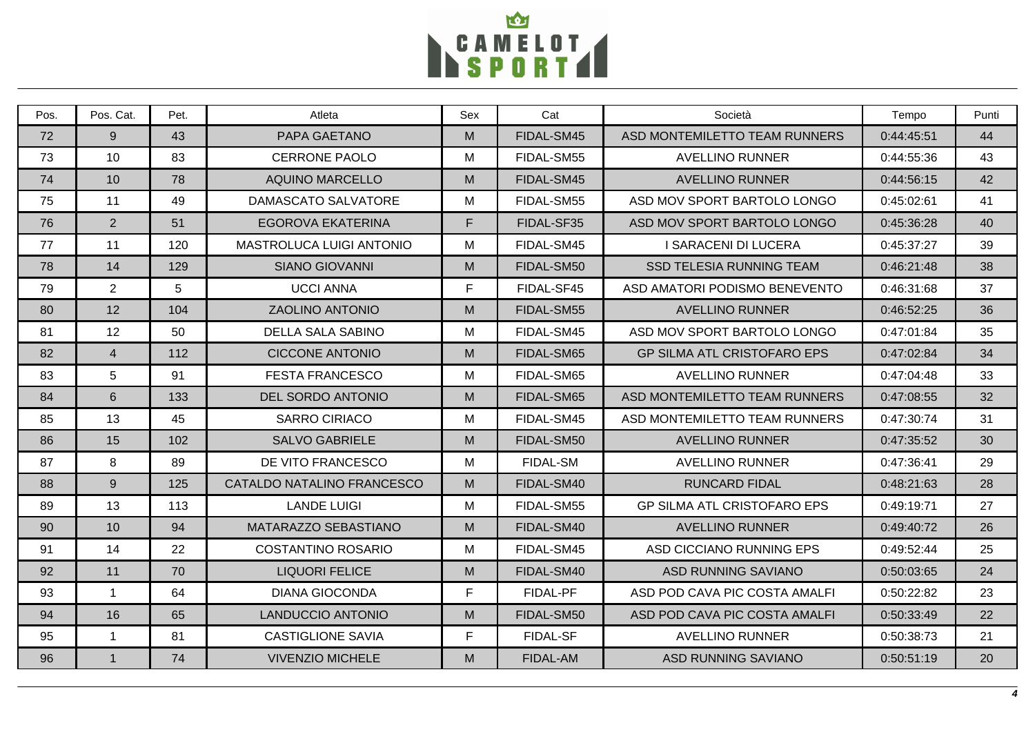| Pos. | Pos. Cat. | Pet. | Atleta | Sex | Cat | Società | Tempo | Punti |
|---|---|---|---|---|---|---|---|---|
| 72 | 9 | 43 | PAPA GAETANO | M | FIDAL-SM45 | ASD MONTEMILETTO TEAM RUNNERS | 0:44:45:51 | 44 |
| 73 | 10 | 83 | CERRONE PAOLO | M | FIDAL-SM55 | AVELLINO RUNNER | 0:44:55:36 | 43 |
| 74 | 10 | 78 | AQUINO MARCELLO | M | FIDAL-SM45 | AVELLINO RUNNER | 0:44:56:15 | 42 |
| 75 | 11 | 49 | DAMASCATO SALVATORE | M | FIDAL-SM55 | ASD MOV SPORT BARTOLO LONGO | 0:45:02:61 | 41 |
| 76 | 2 | 51 | EGOROVA EKATERINA | F | FIDAL-SF35 | ASD MOV SPORT BARTOLO LONGO | 0:45:36:28 | 40 |
| 77 | 11 | 120 | MASTROLUCA LUIGI ANTONIO | M | FIDAL-SM45 | I SARACENI DI LUCERA | 0:45:37:27 | 39 |
| 78 | 14 | 129 | SIANO GIOVANNI | M | FIDAL-SM50 | SSD TELESIA RUNNING TEAM | 0:46:21:48 | 38 |
| 79 | 2 | 5 | UCCI ANNA | F | FIDAL-SF45 | ASD AMATORI PODISMO BENEVENTO | 0:46:31:68 | 37 |
| 80 | 12 | 104 | ZAOLINO ANTONIO | M | FIDAL-SM55 | AVELLINO RUNNER | 0:46:52:25 | 36 |
| 81 | 12 | 50 | DELLA SALA SABINO | M | FIDAL-SM45 | ASD MOV SPORT BARTOLO LONGO | 0:47:01:84 | 35 |
| 82 | 4 | 112 | CICCONE ANTONIO | M | FIDAL-SM65 | GP SILMA ATL CRISTOFARO EPS | 0:47:02:84 | 34 |
| 83 | 5 | 91 | FESTA FRANCESCO | M | FIDAL-SM65 | AVELLINO RUNNER | 0:47:04:48 | 33 |
| 84 | 6 | 133 | DEL SORDO ANTONIO | M | FIDAL-SM65 | ASD MONTEMILETTO TEAM RUNNERS | 0:47:08:55 | 32 |
| 85 | 13 | 45 | SARRO CIRIACO | M | FIDAL-SM45 | ASD MONTEMILETTO TEAM RUNNERS | 0:47:30:74 | 31 |
| 86 | 15 | 102 | SALVO GABRIELE | M | FIDAL-SM50 | AVELLINO RUNNER | 0:47:35:52 | 30 |
| 87 | 8 | 89 | DE VITO FRANCESCO | M | FIDAL-SM | AVELLINO RUNNER | 0:47:36:41 | 29 |
| 88 | 9 | 125 | CATALDO NATALINO FRANCESCO | M | FIDAL-SM40 | RUNCARD FIDAL | 0:48:21:63 | 28 |
| 89 | 13 | 113 | LANDE LUIGI | M | FIDAL-SM55 | GP SILMA ATL CRISTOFARO EPS | 0:49:19:71 | 27 |
| 90 | 10 | 94 | MATARAZZO SEBASTIANO | M | FIDAL-SM40 | AVELLINO RUNNER | 0:49:40:72 | 26 |
| 91 | 14 | 22 | COSTANTINO ROSARIO | M | FIDAL-SM45 | ASD CICCIANO RUNNING EPS | 0:49:52:44 | 25 |
| 92 | 11 | 70 | LIQUORI FELICE | M | FIDAL-SM40 | ASD RUNNING SAVIANO | 0:50:03:65 | 24 |
| 93 | 1 | 64 | DIANA GIOCONDA | F | FIDAL-PF | ASD POD CAVA PIC COSTA AMALFI | 0:50:22:82 | 23 |
| 94 | 16 | 65 | LANDUCCIO ANTONIO | M | FIDAL-SM50 | ASD POD CAVA PIC COSTA AMALFI | 0:50:33:49 | 22 |
| 95 | 1 | 81 | CASTIGLIONE SAVIA | F | FIDAL-SF | AVELLINO RUNNER | 0:50:38:73 | 21 |
| 96 | 1 | 74 | VIVENZIO MICHELE | M | FIDAL-AM | ASD RUNNING SAVIANO | 0:50:51:19 | 20 |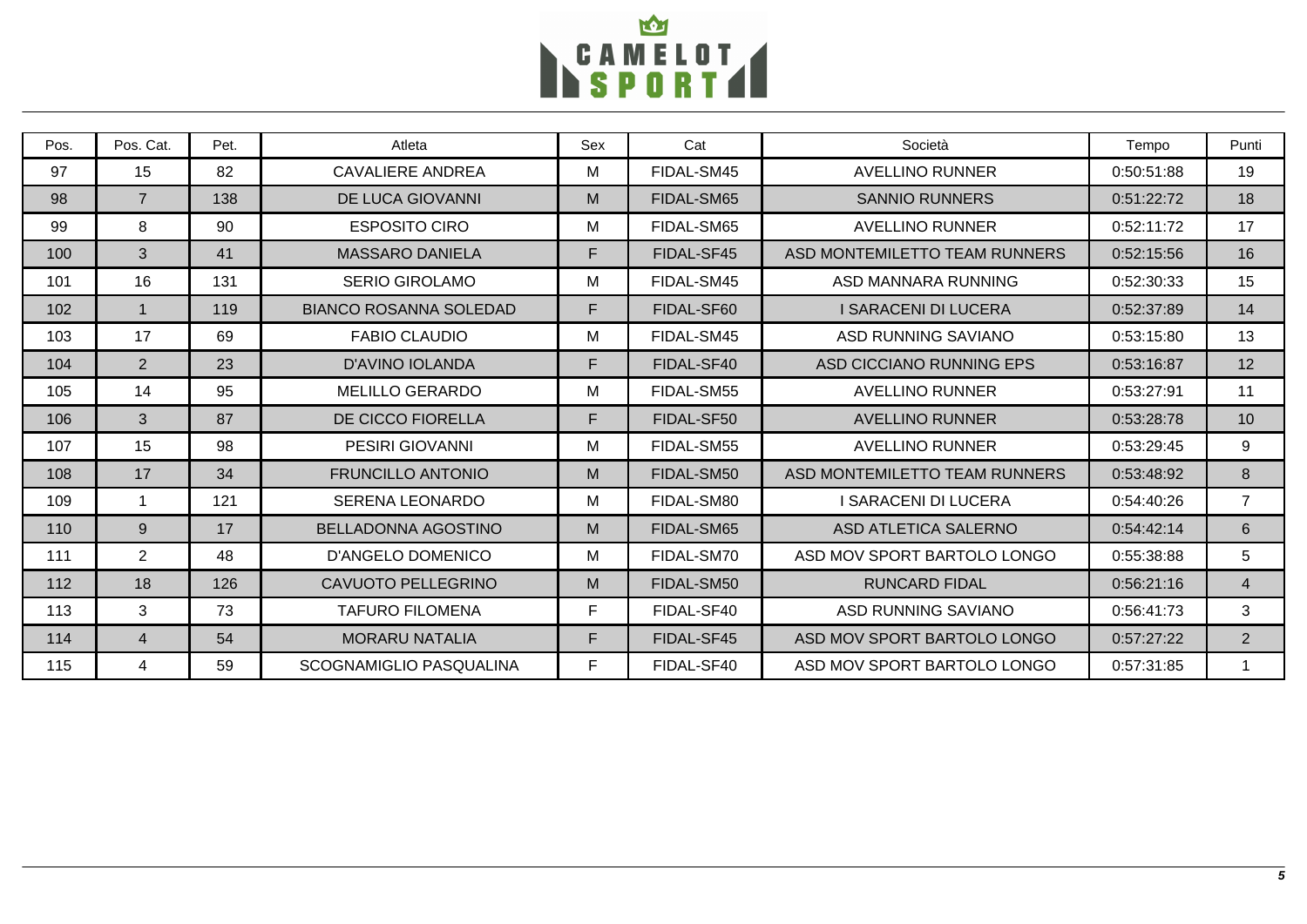| Pos. | Pos. Cat. | Pet. | Atleta | Sex | Cat | Società | Tempo | Punti |
|---|---|---|---|---|---|---|---|---|
| 97 | 15 | 82 | CAVALIERE ANDREA | M | FIDAL-SM45 | AVELLINO RUNNER | 0:50:51:88 | 19 |
| 98 | 7 | 138 | DE LUCA GIOVANNI | M | FIDAL-SM65 | SANNIO RUNNERS | 0:51:22:72 | 18 |
| 99 | 8 | 90 | ESPOSITO CIRO | M | FIDAL-SM65 | AVELLINO RUNNER | 0:52:11:72 | 17 |
| 100 | 3 | 41 | MASSARO DANIELA | F | FIDAL-SF45 | ASD MONTEMILETTO TEAM RUNNERS | 0:52:15:56 | 16 |
| 101 | 16 | 131 | SERIO GIROLAMO | M | FIDAL-SM45 | ASD MANNARA RUNNING | 0:52:30:33 | 15 |
| 102 | 1 | 119 | BIANCO ROSANNA SOLEDAD | F | FIDAL-SF60 | I SARACENI DI LUCERA | 0:52:37:89 | 14 |
| 103 | 17 | 69 | FABIO CLAUDIO | M | FIDAL-SM45 | ASD RUNNING SAVIANO | 0:53:15:80 | 13 |
| 104 | 2 | 23 | D'AVINO IOLANDA | F | FIDAL-SF40 | ASD CICCIANO RUNNING EPS | 0:53:16:87 | 12 |
| 105 | 14 | 95 | MELILLO GERARDO | M | FIDAL-SM55 | AVELLINO RUNNER | 0:53:27:91 | 11 |
| 106 | 3 | 87 | DE CICCO FIORELLA | F | FIDAL-SF50 | AVELLINO RUNNER | 0:53:28:78 | 10 |
| 107 | 15 | 98 | PESIRI GIOVANNI | M | FIDAL-SM55 | AVELLINO RUNNER | 0:53:29:45 | 9 |
| 108 | 17 | 34 | FRUNCILLO ANTONIO | M | FIDAL-SM50 | ASD MONTEMILETTO TEAM RUNNERS | 0:53:48:92 | 8 |
| 109 | 1 | 121 | SERENA LEONARDO | M | FIDAL-SM80 | I SARACENI DI LUCERA | 0:54:40:26 | 7 |
| 110 | 9 | 17 | BELLADONNA AGOSTINO | M | FIDAL-SM65 | ASD ATLETICA SALERNO | 0:54:42:14 | 6 |
| 111 | 2 | 48 | D'ANGELO DOMENICO | M | FIDAL-SM70 | ASD MOV SPORT BARTOLO LONGO | 0:55:38:88 | 5 |
| 112 | 18 | 126 | CAVUOTO PELLEGRINO | M | FIDAL-SM50 | RUNCARD FIDAL | 0:56:21:16 | 4 |
| 113 | 3 | 73 | TAFURO FILOMENA | F | FIDAL-SF40 | ASD RUNNING SAVIANO | 0:56:41:73 | 3 |
| 114 | 4 | 54 | MORARU NATALIA | F | FIDAL-SF45 | ASD MOV SPORT BARTOLO LONGO | 0:57:27:22 | 2 |
| 115 | 4 | 59 | SCOGNAMIGLIO PASQUALINA | F | FIDAL-SF40 | ASD MOV SPORT BARTOLO LONGO | 0:57:31:85 | 1 |